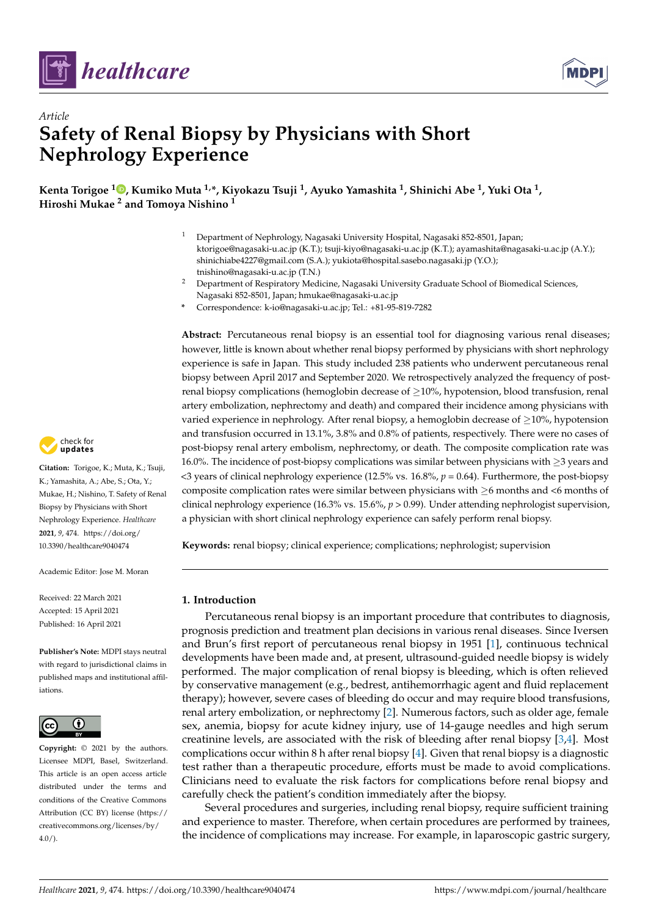*Article*

# Safety of Renal Biopsy by Physicians with Short Nephrology Experience

**Kenta Torigoe [1], Kumiko Muta [1,*], Kiyokazu Tsuji [1], Ayuko Yamashita [1], Shinichi Abe [1], Yuki Ota [1], Hiroshi Mukae [2] and Tomoya Nishino [1]**

[1] Department of Nephrology, Nagasaki University Hospital, Nagasaki 852-8501, Japan; ktorigoe@nagasaki-u.ac.jp (K.T.); tsuji-kiyo@nagasaki-u.ac.jp (K.T.); ayamashita@nagasaki-u.ac.jp (A.Y.); shinichiabe4227@gmail.com (S.A.); yukiota@hospital.sasebo.nagasaki.jp (Y.O.); tnishino@nagasaki-u.ac.jp (T.N.)

[2] Department of Respiratory Medicine, Nagasaki University Graduate School of Biomedical Sciences, Nagasaki 852-8501, Japan; hmukae@nagasaki-u.ac.jp

* Correspondence: k-io@nagasaki-u.ac.jp; Tel.: +81-95-819-7282

**Abstract:** Percutaneous renal biopsy is an essential tool for diagnosing various renal diseases; however, little is known about whether renal biopsy performed by physicians with short nephrology experience is safe in Japan. This study included 238 patients who underwent percutaneous renal biopsy between April 2017 and September 2020. We retrospectively analyzed the frequency of post-renal biopsy complications (hemoglobin decrease of ≥10%, hypotension, blood transfusion, renal artery embolization, nephrectomy and death) and compared their incidence among physicians with varied experience in nephrology. After renal biopsy, a hemoglobin decrease of ≥10%, hypotension and transfusion occurred in 13.1%, 3.8% and 0.8% of patients, respectively. There were no cases of post-biopsy renal artery embolism, nephrectomy, or death. The composite complication rate was 16.0%. The incidence of post-biopsy complications was similar between physicians with ≥3 years and <3 years of clinical nephrology experience (12.5% vs. 16.8%, $p = 0.64$). Furthermore, the post-biopsy composite complication rates were similar between physicians with ≥6 months and <6 months of clinical nephrology experience (16.3% vs. 15.6%, $p > 0.99$). Under attending nephrologist supervision, a physician with short clinical nephrology experience can safely perform renal biopsy.

**Keywords:** renal biopsy; clinical experience; complications; nephrologist; supervision

**Citation:** Torigoe, K.; Muta, K.; Tsuji, K.; Yamashita, A.; Abe, S.; Ota, Y.; Mukae, H.; Nishino, T. Safety of Renal Biopsy by Physicians with Short Nephrology Experience. *Healthcare* **2021**, *9*, 474. https://doi.org/10.3390/healthcare9040474

Academic Editor: Jose M. Moran

Received: 22 March 2021
Accepted: 15 April 2021
Published: 16 April 2021

**Publisher's Note:** MDPI stays neutral with regard to jurisdictional claims in published maps and institutional affiliations.

**Copyright:** © 2021 by the authors. Licensee MDPI, Basel, Switzerland. This article is an open access article distributed under the terms and conditions of the Creative Commons Attribution (CC BY) license (https://creativecommons.org/licenses/by/4.0/).

## 1. Introduction

Percutaneous renal biopsy is an important procedure that contributes to diagnosis, prognosis prediction and treatment plan decisions in various renal diseases. Since Iversen and Brun's first report of percutaneous renal biopsy in 1951 [1], continuous technical developments have been made and, at present, ultrasound-guided needle biopsy is widely performed. The major complication of renal biopsy is bleeding, which is often relieved by conservative management (e.g., bedrest, antihemorrhagic agent and fluid replacement therapy); however, severe cases of bleeding do occur and may require blood transfusions, renal artery embolization, or nephrectomy [2]. Numerous factors, such as older age, female sex, anemia, biopsy for acute kidney injury, use of 14-gauge needles and high serum creatinine levels, are associated with the risk of bleeding after renal biopsy [3,4]. Most complications occur within 8 h after renal biopsy [4]. Given that renal biopsy is a diagnostic test rather than a therapeutic procedure, efforts must be made to avoid complications. Clinicians need to evaluate the risk factors for complications before renal biopsy and carefully check the patient's condition immediately after the biopsy.

Several procedures and surgeries, including renal biopsy, require sufficient training and experience to master. Therefore, when certain procedures are performed by trainees, the incidence of complications may increase. For example, in laparoscopic gastric surgery,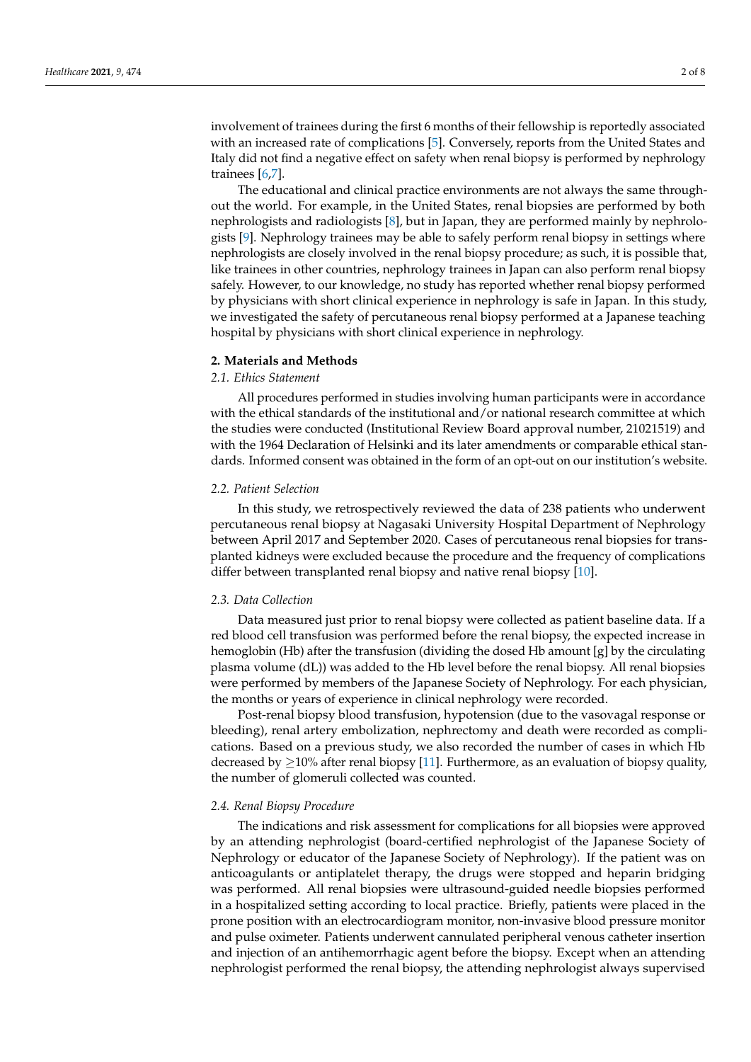involvement of trainees during the first 6 months of their fellowship is reportedly associated with an increased rate of complications [5]. Conversely, reports from the United States and Italy did not find a negative effect on safety when renal biopsy is performed by nephrology trainees [6,7].

The educational and clinical practice environments are not always the same throughout the world. For example, in the United States, renal biopsies are performed by both nephrologists and radiologists [8], but in Japan, they are performed mainly by nephrologists [9]. Nephrology trainees may be able to safely perform renal biopsy in settings where nephrologists are closely involved in the renal biopsy procedure; as such, it is possible that, like trainees in other countries, nephrology trainees in Japan can also perform renal biopsy safely. However, to our knowledge, no study has reported whether renal biopsy performed by physicians with short clinical experience in nephrology is safe in Japan. In this study, we investigated the safety of percutaneous renal biopsy performed at a Japanese teaching hospital by physicians with short clinical experience in nephrology.

## 2. Materials and Methods

### *2.1. Ethics Statement*

All procedures performed in studies involving human participants were in accordance with the ethical standards of the institutional and/or national research committee at which the studies were conducted (Institutional Review Board approval number, 21021519) and with the 1964 Declaration of Helsinki and its later amendments or comparable ethical standards. Informed consent was obtained in the form of an opt-out on our institution's website.

### *2.2. Patient Selection*

In this study, we retrospectively reviewed the data of 238 patients who underwent percutaneous renal biopsy at Nagasaki University Hospital Department of Nephrology between April 2017 and September 2020. Cases of percutaneous renal biopsies for transplanted kidneys were excluded because the procedure and the frequency of complications differ between transplanted renal biopsy and native renal biopsy [10].

### *2.3. Data Collection*

Data measured just prior to renal biopsy were collected as patient baseline data. If a red blood cell transfusion was performed before the renal biopsy, the expected increase in hemoglobin (Hb) after the transfusion (dividing the dosed Hb amount [g] by the circulating plasma volume (dL)) was added to the Hb level before the renal biopsy. All renal biopsies were performed by members of the Japanese Society of Nephrology. For each physician, the months or years of experience in clinical nephrology were recorded.

Post-renal biopsy blood transfusion, hypotension (due to the vasovagal response or bleeding), renal artery embolization, nephrectomy and death were recorded as complications. Based on a previous study, we also recorded the number of cases in which Hb decreased by $\geq$10% after renal biopsy [11]. Furthermore, as an evaluation of biopsy quality, the number of glomeruli collected was counted.

### *2.4. Renal Biopsy Procedure*

The indications and risk assessment for complications for all biopsies were approved by an attending nephrologist (board-certified nephrologist of the Japanese Society of Nephrology or educator of the Japanese Society of Nephrology). If the patient was on anticoagulants or antiplatelet therapy, the drugs were stopped and heparin bridging was performed. All renal biopsies were ultrasound-guided needle biopsies performed in a hospitalized setting according to local practice. Briefly, patients were placed in the prone position with an electrocardiogram monitor, non-invasive blood pressure monitor and pulse oximeter. Patients underwent cannulated peripheral venous catheter insertion and injection of an antihemorrhagic agent before the biopsy. Except when an attending nephrologist performed the renal biopsy, the attending nephrologist always supervised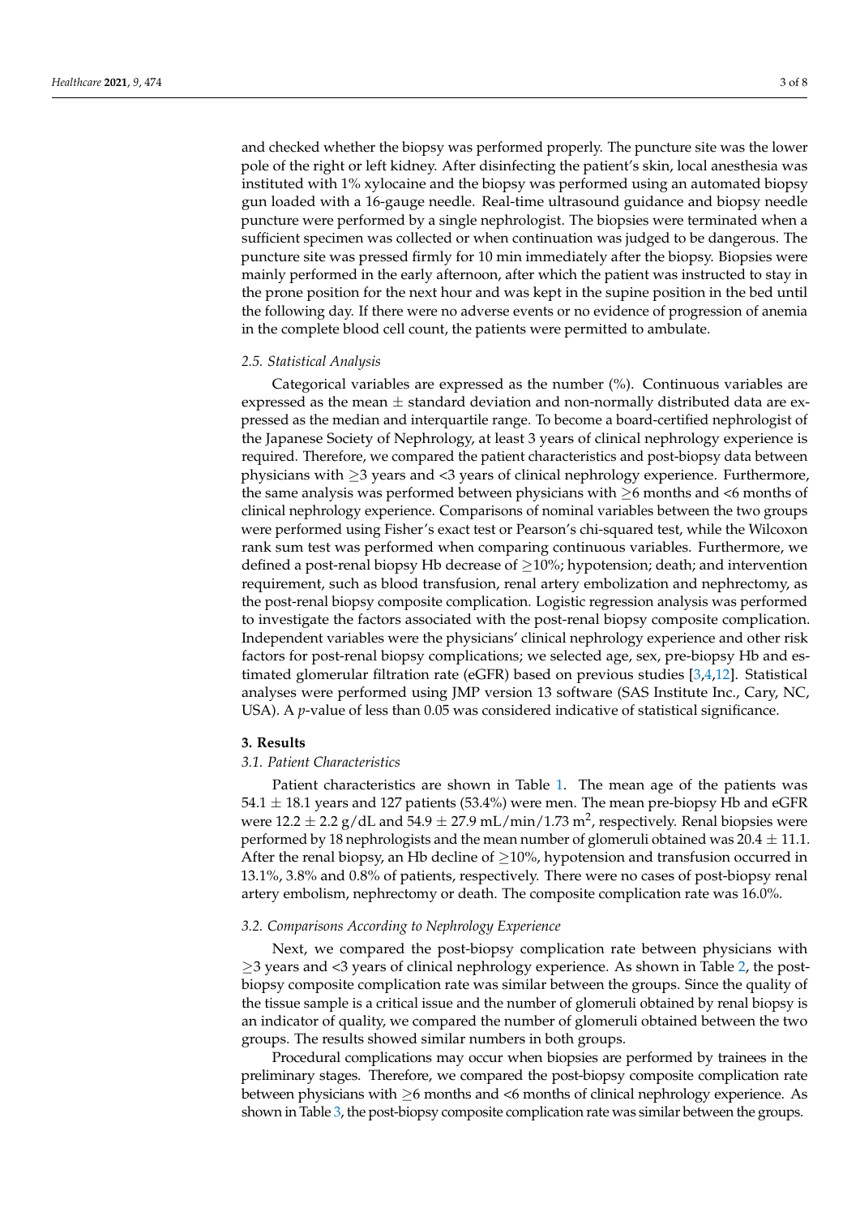and checked whether the biopsy was performed properly. The puncture site was the lower pole of the right or left kidney. After disinfecting the patient's skin, local anesthesia was instituted with 1% xylocaine and the biopsy was performed using an automated biopsy gun loaded with a 16-gauge needle. Real-time ultrasound guidance and biopsy needle puncture were performed by a single nephrologist. The biopsies were terminated when a sufficient specimen was collected or when continuation was judged to be dangerous. The puncture site was pressed firmly for 10 min immediately after the biopsy. Biopsies were mainly performed in the early afternoon, after which the patient was instructed to stay in the prone position for the next hour and was kept in the supine position in the bed until the following day. If there were no adverse events or no evidence of progression of anemia in the complete blood cell count, the patients were permitted to ambulate.

### *2.5. Statistical Analysis*

Categorical variables are expressed as the number (%). Continuous variables are expressed as the mean $\pm$ standard deviation and non-normally distributed data are expressed as the median and interquartile range. To become a board-certified nephrologist of the Japanese Society of Nephrology, at least 3 years of clinical nephrology experience is required. Therefore, we compared the patient characteristics and post-biopsy data between physicians with $\geq$3 years and <3 years of clinical nephrology experience. Furthermore, the same analysis was performed between physicians with $\geq$6 months and <6 months of clinical nephrology experience. Comparisons of nominal variables between the two groups were performed using Fisher's exact test or Pearson's chi-squared test, while the Wilcoxon rank sum test was performed when comparing continuous variables. Furthermore, we defined a post-renal biopsy Hb decrease of $\geq$10%; hypotension; death; and intervention requirement, such as blood transfusion, renal artery embolization and nephrectomy, as the post-renal biopsy composite complication. Logistic regression analysis was performed to investigate the factors associated with the post-renal biopsy composite complication. Independent variables were the physicians' clinical nephrology experience and other risk factors for post-renal biopsy complications; we selected age, sex, pre-biopsy Hb and estimated glomerular filtration rate (eGFR) based on previous studies [3,4,12]. Statistical analyses were performed using JMP version 13 software (SAS Institute Inc., Cary, NC, USA). A *p*-value of less than 0.05 was considered indicative of statistical significance.

## 3. Results

### *3.1. Patient Characteristics*

Patient characteristics are shown in Table 1. The mean age of the patients was $54.1 \pm 18.1$ years and 127 patients (53.4%) were men. The mean pre-biopsy Hb and eGFR were $12.2 \pm 2.2$ g/dL and $54.9 \pm 27.9$ mL/min/1.73 $m^2$, respectively. Renal biopsies were performed by 18 nephrologists and the mean number of glomeruli obtained was $20.4 \pm 11.1$. After the renal biopsy, an Hb decline of $\geq$10%, hypotension and transfusion occurred in 13.1%, 3.8% and 0.8% of patients, respectively. There were no cases of post-biopsy renal artery embolism, nephrectomy or death. The composite complication rate was 16.0%.

### *3.2. Comparisons According to Nephrology Experience*

Next, we compared the post-biopsy complication rate between physicians with $\geq$3 years and <3 years of clinical nephrology experience. As shown in Table 2, the post-biopsy composite complication rate was similar between the groups. Since the quality of the tissue sample is a critical issue and the number of glomeruli obtained by renal biopsy is an indicator of quality, we compared the number of glomeruli obtained between the two groups. The results showed similar numbers in both groups.

Procedural complications may occur when biopsies are performed by trainees in the preliminary stages. Therefore, we compared the post-biopsy composite complication rate between physicians with $\geq$6 months and <6 months of clinical nephrology experience. As shown in Table 3, the post-biopsy composite complication rate was similar between the groups.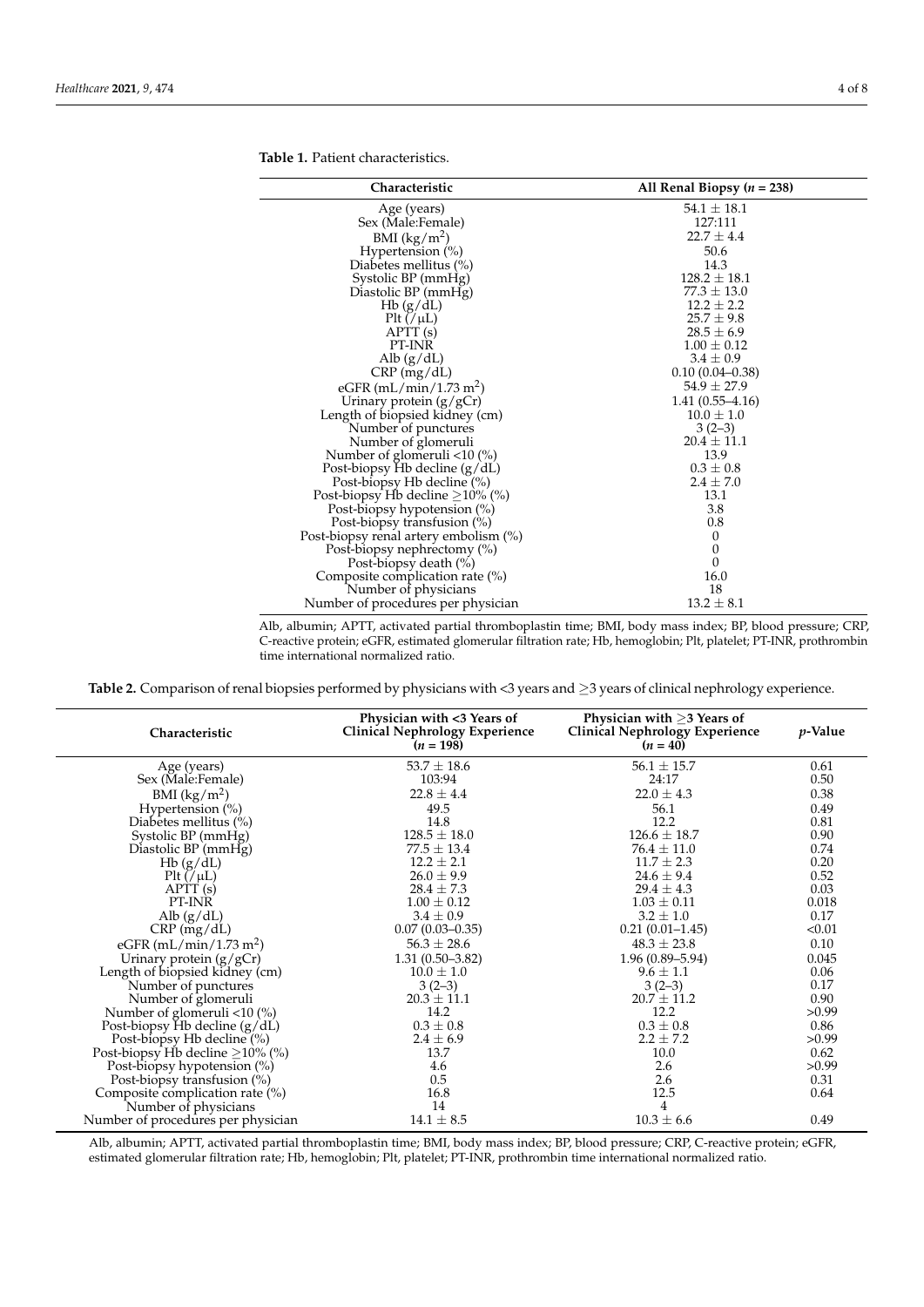**Table 1.** Patient characteristics.

| Characteristic | All Renal Biopsy ($n$ = 238) |
|---|---|
| Age (years) | 54.1 ± 18.1 |
| Sex (Male:Female) | 127:111 |
| BMI (kg/m$^2$) | 22.7 ± 4.4 |
| Hypertension (%) | 50.6 |
| Diabetes mellitus (%) | 14.3 |
| Systolic BP (mmHg) | 128.2 ± 18.1 |
| Diastolic BP (mmHg) | 77.3 ± 13.0 |
| Hb (g/dL) | 12.2 ± 2.2 |
| Plt (/μL) | 25.7 ± 9.8 |
| APTT (s) | 28.5 ± 6.9 |
| PT-INR | 1.00 ± 0.12 |
| Alb (g/dL) | 3.4 ± 0.9 |
| CRP (mg/dL) | 0.10 (0.04–0.38) |
| eGFR (mL/min/1.73 m$^2$) | 54.9 ± 27.9 |
| Urinary protein (g/gCr) | 1.41 (0.55–4.16) |
| Length of biopsied kidney (cm) | 10.0 ± 1.0 |
| Number of punctures | 3 (2–3) |
| Number of glomeruli | 20.4 ± 11.1 |
| Number of glomeruli <10 (%) | 13.9 |
| Post-biopsy Hb decline (g/dL) | 0.3 ± 0.8 |
| Post-biopsy Hb decline (%) | 2.4 ± 7.0 |
| Post-biopsy Hb decline ≥10% (%) | 13.1 |
| Post-biopsy hypotension (%) | 3.8 |
| Post-biopsy transfusion (%) | 0.8 |
| Post-biopsy renal artery embolism (%) | 0 |
| Post-biopsy nephrectomy (%) | 0 |
| Post-biopsy death (%) | 0 |
| Composite complication rate (%) | 16.0 |
| Number of physicians | 18 |
| Number of procedures per physician | 13.2 ± 8.1 |

Alb, albumin; APTT, activated partial thromboplastin time; BMI, body mass index; BP, blood pressure; CRP, C-reactive protein; eGFR, estimated glomerular filtration rate; Hb, hemoglobin; Plt, platelet; PT-INR, prothrombin time international normalized ratio.

**Table 2.** Comparison of renal biopsies performed by physicians with <3 years and ≥3 years of clinical nephrology experience.

| Characteristic | Physician with <3 Years of Clinical Nephrology Experience ($n$ = 198) | Physician with ≥3 Years of Clinical Nephrology Experience ($n$ = 40) | $p$-Value |
|---|---|---|---|
| Age (years) | 53.7 ± 18.6 | 56.1 ± 15.7 | 0.61 |
| Sex (Male:Female) | 103:94 | 24:17 | 0.50 |
| BMI (kg/m$^2$) | 22.8 ± 4.4 | 22.0 ± 4.3 | 0.38 |
| Hypertension (%) | 49.5 | 56.1 | 0.49 |
| Diabetes mellitus (%) | 14.8 | 12.2 | 0.81 |
| Systolic BP (mmHg) | 128.5 ± 18.0 | 126.6 ± 18.7 | 0.90 |
| Diastolic BP (mmHg) | 77.5 ± 13.4 | 76.4 ± 11.0 | 0.74 |
| Hb (g/dL) | 12.2 ± 2.1 | 11.7 ± 2.3 | 0.20 |
| Plt (/μL) | 26.0 ± 9.9 | 24.6 ± 9.4 | 0.52 |
| APTT (s) | 28.4 ± 7.3 | 29.4 ± 4.3 | 0.03 |
| PT-INR | 1.00 ± 0.12 | 1.03 ± 0.11 | 0.018 |
| Alb (g/dL) | 3.4 ± 0.9 | 3.2 ± 1.0 | 0.17 |
| CRP (mg/dL) | 0.07 (0.03–0.35) | 0.21 (0.01–1.45) | <0.01 |
| eGFR (mL/min/1.73 m$^2$) | 56.3 ± 28.6 | 48.3 ± 23.8 | 0.10 |
| Urinary protein (g/gCr) | 1.31 (0.50–3.82) | 1.96 (0.89–5.94) | 0.045 |
| Length of biopsied kidney (cm) | 10.0 ± 1.0 | 9.6 ± 1.1 | 0.06 |
| Number of punctures | 3 (2–3) | 3 (2–3) | 0.17 |
| Number of glomeruli | 20.3 ± 11.1 | 20.7 ± 11.2 | 0.90 |
| Number of glomeruli <10 (%) | 14.2 | 12.2 | >0.99 |
| Post-biopsy Hb decline (g/dL) | 0.3 ± 0.8 | 0.3 ± 0.8 | 0.86 |
| Post-biopsy Hb decline (%) | 2.4 ± 6.9 | 2.2 ± 7.2 | >0.99 |
| Post-biopsy Hb decline ≥10% (%) | 13.7 | 10.0 | 0.62 |
| Post-biopsy hypotension (%) | 4.6 | 2.6 | >0.99 |
| Post-biopsy transfusion (%) | 0.5 | 2.6 | 0.31 |
| Composite complication rate (%) | 16.8 | 12.5 | 0.64 |
| Number of physicians | 14 | 4 | |
| Number of procedures per physician | 14.1 ± 8.5 | 10.3 ± 6.6 | 0.49 |

Alb, albumin; APTT, activated partial thromboplastin time; BMI, body mass index; BP, blood pressure; CRP, C-reactive protein; eGFR, estimated glomerular filtration rate; Hb, hemoglobin; Plt, platelet; PT-INR, prothrombin time international normalized ratio.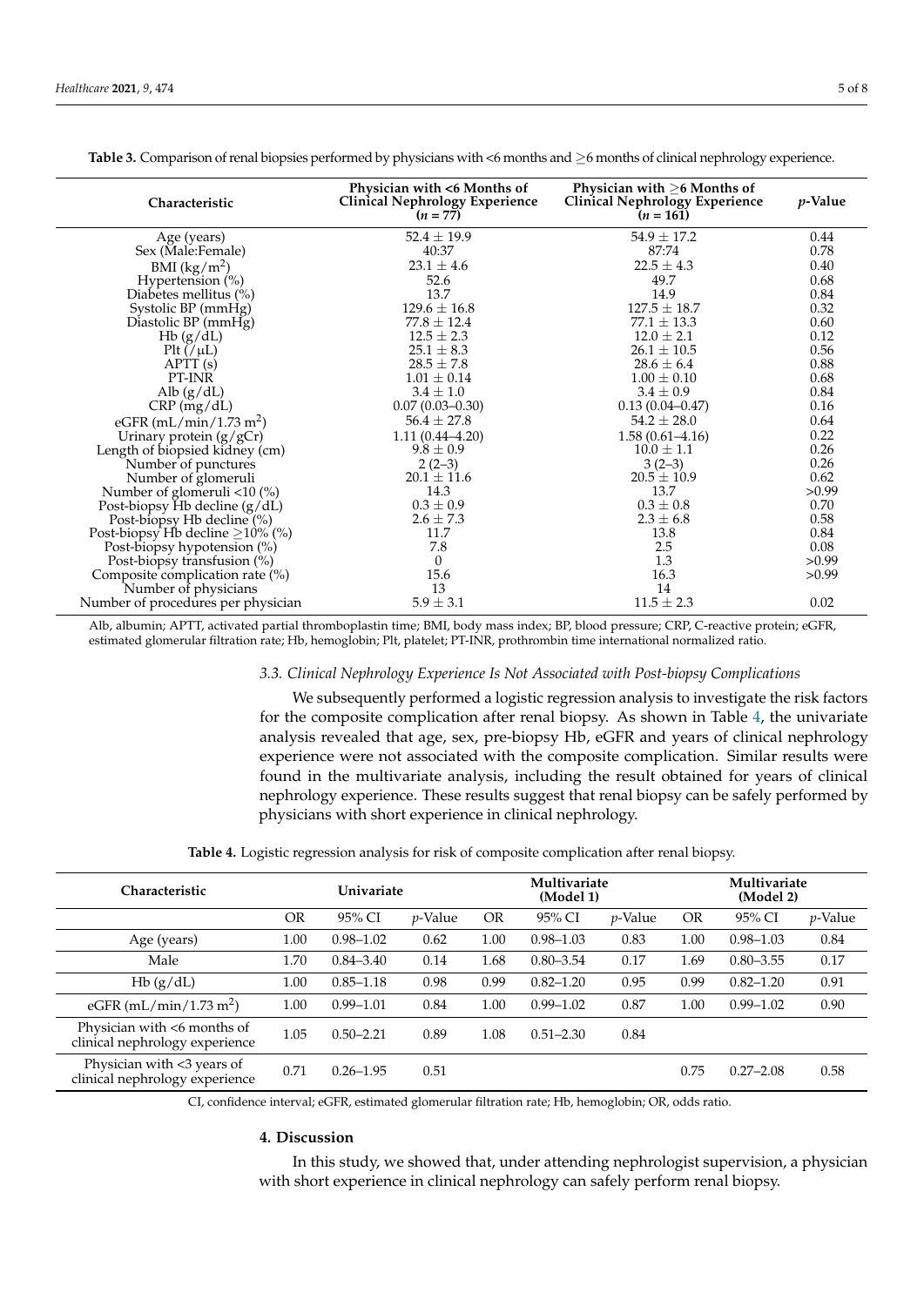**Table 3.** Comparison of renal biopsies performed by physicians with <6 months and ≥6 months of clinical nephrology experience.

| Characteristic | Physician with <6 Months of Clinical Nephrology Experience ($n$ = 77) | Physician with ≥6 Months of Clinical Nephrology Experience ($n$ = 161) | $p$-Value |
|---|---|---|---|
| Age (years) | 52.4 ± 19.9 | 54.9 ± 17.2 | 0.44 |
| Sex (Male:Female) | 40:37 | 87:74 | 0.78 |
| BMI (kg/m$^2$) | 23.1 ± 4.6 | 22.5 ± 4.3 | 0.40 |
| Hypertension (%) | 52.6 | 49.7 | 0.68 |
| Diabetes mellitus (%) | 13.7 | 14.9 | 0.84 |
| Systolic BP (mmHg) | 129.6 ± 16.8 | 127.5 ± 18.7 | 0.32 |
| Diastolic BP (mmHg) | 77.8 ± 12.4 | 77.1 ± 13.3 | 0.60 |
| Hb (g/dL) | 12.5 ± 2.3 | 12.0 ± 2.1 | 0.12 |
| Plt (/μL) | 25.1 ± 8.3 | 26.1 ± 10.5 | 0.56 |
| APTT (s) | 28.5 ± 7.8 | 28.6 ± 6.4 | 0.88 |
| PT-INR | 1.01 ± 0.14 | 1.00 ± 0.10 | 0.68 |
| Alb (g/dL) | 3.4 ± 1.0 | 3.4 ± 0.9 | 0.84 |
| CRP (mg/dL) | 0.07 (0.03–0.30) | 0.13 (0.04–0.47) | 0.16 |
| eGFR (mL/min/1.73 m$^2$) | 56.4 ± 27.8 | 54.2 ± 28.0 | 0.64 |
| Urinary protein (g/gCr) | 1.11 (0.44–4.20) | 1.58 (0.61–4.16) | 0.22 |
| Length of biopsied kidney (cm) | 9.8 ± 0.9 | 10.0 ± 1.1 | 0.26 |
| Number of punctures | 2 (2–3) | 3 (2–3) | 0.26 |
| Number of glomeruli | 20.1 ± 11.6 | 20.5 ± 10.9 | 0.62 |
| Number of glomeruli <10 (%) | 14.3 | 13.7 | >0.99 |
| Post-biopsy Hb decline (g/dL) | 0.3 ± 0.9 | 0.3 ± 0.8 | 0.70 |
| Post-biopsy Hb decline (%) | 2.6 ± 7.3 | 2.3 ± 6.8 | 0.58 |
| Post-biopsy Hb decline ≥10% (%) | 11.7 | 13.8 | 0.84 |
| Post-biopsy hypotension (%) | 7.8 | 2.5 | 0.08 |
| Post-biopsy transfusion (%) | 0 | 1.3 | >0.99 |
| Composite complication rate (%) | 15.6 | 16.3 | >0.99 |
| Number of physicians | 13 | 14 | |
| Number of procedures per physician | 5.9 ± 3.1 | 11.5 ± 2.3 | 0.02 |

Alb, albumin; APTT, activated partial thromboplastin time; BMI, body mass index; BP, blood pressure; CRP, C-reactive protein; eGFR, estimated glomerular filtration rate; Hb, hemoglobin; Plt, platelet; PT-INR, prothrombin time international normalized ratio.

### 3.3. Clinical Nephrology Experience Is Not Associated with Post-biopsy Complications

We subsequently performed a logistic regression analysis to investigate the risk factors for the composite complication after renal biopsy. As shown in Table 4, the univariate analysis revealed that age, sex, pre-biopsy Hb, eGFR and years of clinical nephrology experience were not associated with the composite complication. Similar results were found in the multivariate analysis, including the result obtained for years of clinical nephrology experience. These results suggest that renal biopsy can be safely performed by physicians with short experience in clinical nephrology.

**Table 4.** Logistic regression analysis for risk of composite complication after renal biopsy.

| Characteristic | Univariate | | | Multivariate (Model 1) | | | Multivariate (Model 2) | | |
|---|---|---|---|---|---|---|---|---|---|
| | OR | 95% CI | $p$-Value | OR | 95% CI | $p$-Value | OR | 95% CI | $p$-Value |
| Age (years) | 1.00 | 0.98–1.02 | 0.62 | 1.00 | 0.98–1.03 | 0.83 | 1.00 | 0.98–1.03 | 0.84 |
| Male | 1.70 | 0.84–3.40 | 0.14 | 1.68 | 0.80–3.54 | 0.17 | 1.69 | 0.80–3.55 | 0.17 |
| Hb (g/dL) | 1.00 | 0.85–1.18 | 0.98 | 0.99 | 0.82–1.20 | 0.95 | 0.99 | 0.82–1.20 | 0.91 |
| eGFR (mL/min/1.73 m$^2$) | 1.00 | 0.99–1.01 | 0.84 | 1.00 | 0.99–1.02 | 0.87 | 1.00 | 0.99–1.02 | 0.90 |
| Physician with <6 months of clinical nephrology experience | 1.05 | 0.50–2.21 | 0.89 | 1.08 | 0.51–2.30 | 0.84 | | | |
| Physician with <3 years of clinical nephrology experience | 0.71 | 0.26–1.95 | 0.51 | | | | 0.75 | 0.27–2.08 | 0.58 |

CI, confidence interval; eGFR, estimated glomerular filtration rate; Hb, hemoglobin; OR, odds ratio.

## 4. Discussion

In this study, we showed that, under attending nephrologist supervision, a physician with short experience in clinical nephrology can safely perform renal biopsy.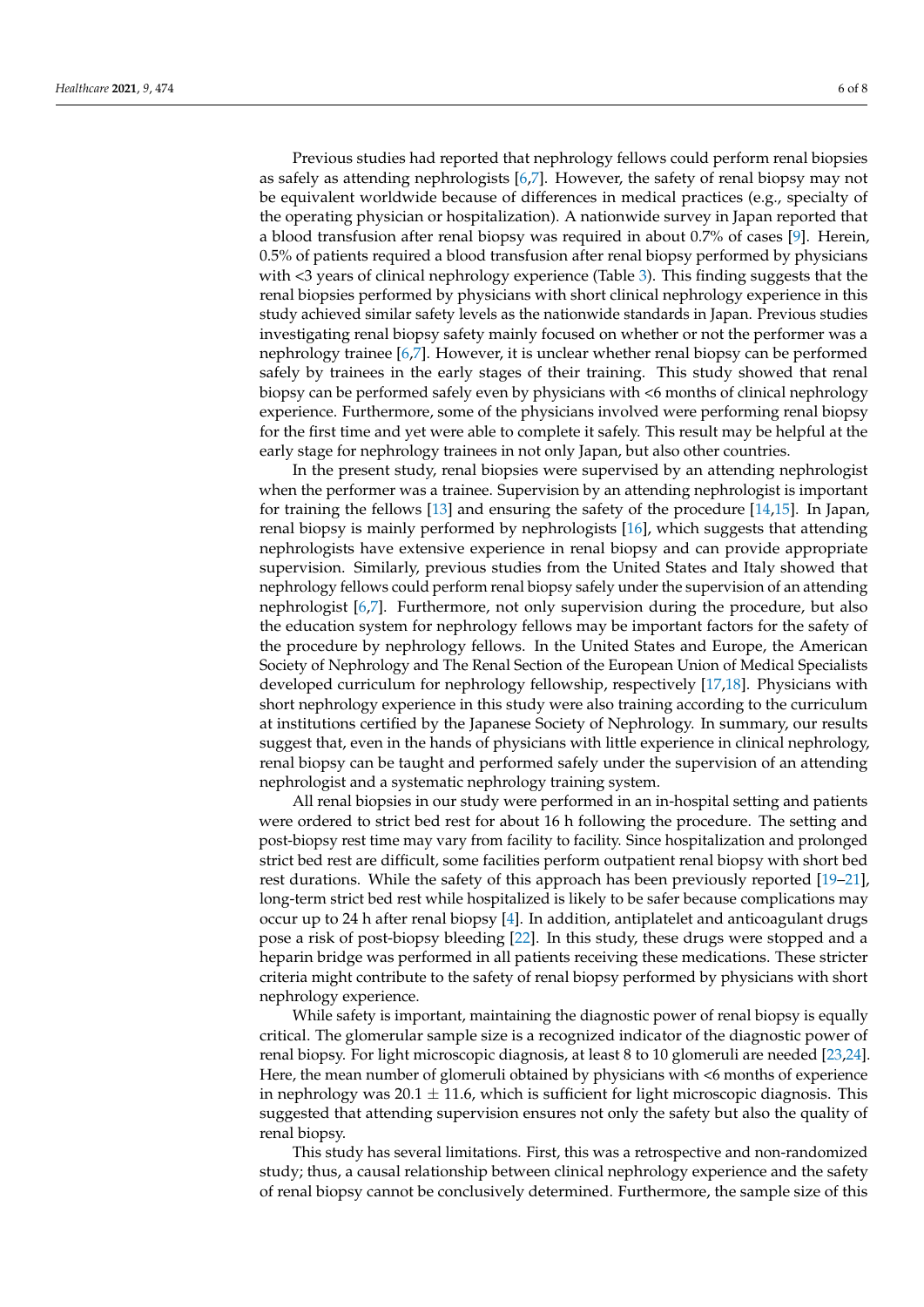Previous studies had reported that nephrology fellows could perform renal biopsies as safely as attending nephrologists [6,7]. However, the safety of renal biopsy may not be equivalent worldwide because of differences in medical practices (e.g., specialty of the operating physician or hospitalization). A nationwide survey in Japan reported that a blood transfusion after renal biopsy was required in about 0.7% of cases [9]. Herein, 0.5% of patients required a blood transfusion after renal biopsy performed by physicians with <3 years of clinical nephrology experience (Table 3). This finding suggests that the renal biopsies performed by physicians with short clinical nephrology experience in this study achieved similar safety levels as the nationwide standards in Japan. Previous studies investigating renal biopsy safety mainly focused on whether or not the performer was a nephrology trainee [6,7]. However, it is unclear whether renal biopsy can be performed safely by trainees in the early stages of their training. This study showed that renal biopsy can be performed safely even by physicians with <6 months of clinical nephrology experience. Furthermore, some of the physicians involved were performing renal biopsy for the first time and yet were able to complete it safely. This result may be helpful at the early stage for nephrology trainees in not only Japan, but also other countries.

In the present study, renal biopsies were supervised by an attending nephrologist when the performer was a trainee. Supervision by an attending nephrologist is important for training the fellows [13] and ensuring the safety of the procedure [14,15]. In Japan, renal biopsy is mainly performed by nephrologists [16], which suggests that attending nephrologists have extensive experience in renal biopsy and can provide appropriate supervision. Similarly, previous studies from the United States and Italy showed that nephrology fellows could perform renal biopsy safely under the supervision of an attending nephrologist [6,7]. Furthermore, not only supervision during the procedure, but also the education system for nephrology fellows may be important factors for the safety of the procedure by nephrology fellows. In the United States and Europe, the American Society of Nephrology and The Renal Section of the European Union of Medical Specialists developed curriculum for nephrology fellowship, respectively [17,18]. Physicians with short nephrology experience in this study were also training according to the curriculum at institutions certified by the Japanese Society of Nephrology. In summary, our results suggest that, even in the hands of physicians with little experience in clinical nephrology, renal biopsy can be taught and performed safely under the supervision of an attending nephrologist and a systematic nephrology training system.

All renal biopsies in our study were performed in an in-hospital setting and patients were ordered to strict bed rest for about 16 h following the procedure. The setting and post-biopsy rest time may vary from facility to facility. Since hospitalization and prolonged strict bed rest are difficult, some facilities perform outpatient renal biopsy with short bed rest durations. While the safety of this approach has been previously reported [19–21], long-term strict bed rest while hospitalized is likely to be safer because complications may occur up to 24 h after renal biopsy [4]. In addition, antiplatelet and anticoagulant drugs pose a risk of post-biopsy bleeding [22]. In this study, these drugs were stopped and a heparin bridge was performed in all patients receiving these medications. These stricter criteria might contribute to the safety of renal biopsy performed by physicians with short nephrology experience.

While safety is important, maintaining the diagnostic power of renal biopsy is equally critical. The glomerular sample size is a recognized indicator of the diagnostic power of renal biopsy. For light microscopic diagnosis, at least 8 to 10 glomeruli are needed [23,24]. Here, the mean number of glomeruli obtained by physicians with <6 months of experience in nephrology was $20.1 \pm 11.6$, which is sufficient for light microscopic diagnosis. This suggested that attending supervision ensures not only the safety but also the quality of renal biopsy.

This study has several limitations. First, this was a retrospective and non-randomized study; thus, a causal relationship between clinical nephrology experience and the safety of renal biopsy cannot be conclusively determined. Furthermore, the sample size of this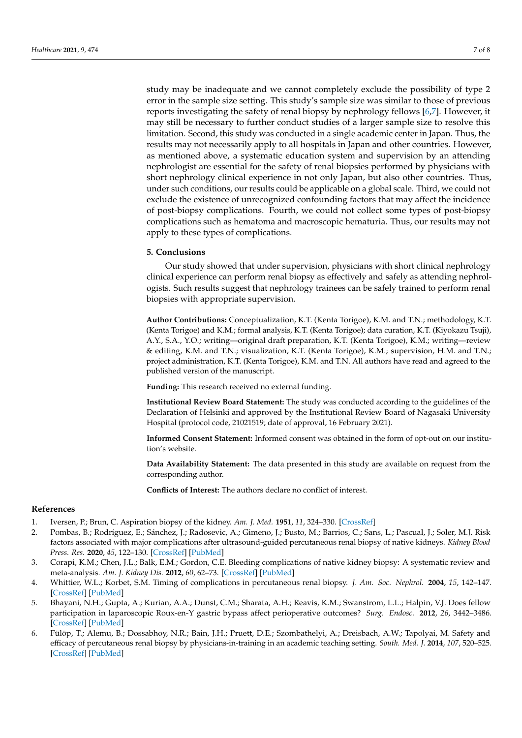study may be inadequate and we cannot completely exclude the possibility of type 2 error in the sample size setting. This study's sample size was similar to those of previous reports investigating the safety of renal biopsy by nephrology fellows [6,7]. However, it may still be necessary to further conduct studies of a larger sample size to resolve this limitation. Second, this study was conducted in a single academic center in Japan. Thus, the results may not necessarily apply to all hospitals in Japan and other countries. However, as mentioned above, a systematic education system and supervision by an attending nephrologist are essential for the safety of renal biopsies performed by physicians with short nephrology clinical experience in not only Japan, but also other countries. Thus, under such conditions, our results could be applicable on a global scale. Third, we could not exclude the existence of unrecognized confounding factors that may affect the incidence of post-biopsy complications. Fourth, we could not collect some types of post-biopsy complications such as hematoma and macroscopic hematuria. Thus, our results may not apply to these types of complications.

## 5. Conclusions

Our study showed that under supervision, physicians with short clinical nephrology clinical experience can perform renal biopsy as effectively and safely as attending nephrologists. Such results suggest that nephrology trainees can be safely trained to perform renal biopsies with appropriate supervision.

**Author Contributions:** Conceptualization, K.T. (Kenta Torigoe), K.M. and T.N.; methodology, K.T. (Kenta Torigoe) and K.M.; formal analysis, K.T. (Kenta Torigoe); data curation, K.T. (Kiyokazu Tsuji), A.Y., S.A., Y.O.; writing—original draft preparation, K.T. (Kenta Torigoe), K.M.; writing—review & editing, K.M. and T.N.; visualization, K.T. (Kenta Torigoe), K.M.; supervision, H.M. and T.N.; project administration, K.T. (Kenta Torigoe), K.M. and T.N. All authors have read and agreed to the published version of the manuscript.

**Funding:** This research received no external funding.

**Institutional Review Board Statement:** The study was conducted according to the guidelines of the Declaration of Helsinki and approved by the Institutional Review Board of Nagasaki University Hospital (protocol code, 21021519; date of approval, 16 February 2021).

**Informed Consent Statement:** Informed consent was obtained in the form of opt-out on our institution's website.

**Data Availability Statement:** The data presented in this study are available on request from the corresponding author.

**Conflicts of Interest:** The authors declare no conflict of interest.

## References

1. Iversen, P.; Brun, C. Aspiration biopsy of the kidney. *Am. J. Med.* **1951**, *11*, 324–330. [CrossRef]
2. Pombas, B.; Rodríguez, E.; Sánchez, J.; Radosevic, A.; Gimeno, J.; Busto, M.; Barrios, C.; Sans, L.; Pascual, J.; Soler, M.J. Risk factors associated with major complications after ultrasound-guided percutaneous renal biopsy of native kidneys. *Kidney Blood Press. Res.* **2020**, *45*, 122–130. [CrossRef] [PubMed]
3. Corapi, K.M.; Chen, J.L.; Balk, E.M.; Gordon, C.E. Bleeding complications of native kidney biopsy: A systematic review and meta-analysis. *Am. J. Kidney Dis.* **2012**, *60*, 62–73. [CrossRef] [PubMed]
4. Whittier, W.L.; Korbet, S.M. Timing of complications in percutaneous renal biopsy. *J. Am. Soc. Nephrol.* **2004**, *15*, 142–147. [CrossRef] [PubMed]
5. Bhayani, N.H.; Gupta, A.; Kurian, A.A.; Dunst, C.M.; Sharata, A.H.; Reavis, K.M.; Swanstrom, L.L.; Halpin, V.J. Does fellow participation in laparoscopic Roux-en-Y gastric bypass affect perioperative outcomes? *Surg. Endosc.* **2012**, *26*, 3442–3486. [CrossRef] [PubMed]
6. Fülöp, T.; Alemu, B.; Dossabhoy, N.R.; Bain, J.H.; Pruett, D.E.; Szombathelyi, A.; Dreisbach, A.W.; Tapolyai, M. Safety and efficacy of percutaneous renal biopsy by physicians-in-training in an academic teaching setting. *South. Med. J.* **2014**, *107*, 520–525. [CrossRef] [PubMed]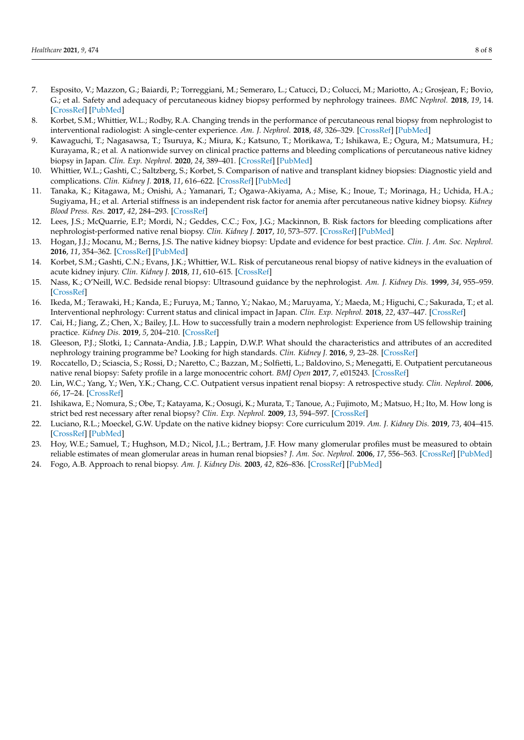7. Esposito, V.; Mazzon, G.; Baiardi, P.; Torreggiani, M.; Semeraro, L.; Catucci, D.; Colucci, M.; Mariotto, A.; Grosjean, F.; Bovio, G.; et al. Safety and adequacy of percutaneous kidney biopsy performed by nephrology trainees. *BMC Nephrol.* **2018**, *19*, 14. [CrossRef] [PubMed]
8. Korbet, S.M.; Whittier, W.L.; Rodby, R.A. Changing trends in the performance of percutaneous renal biopsy from nephrologist to interventional radiologist: A single-center experience. *Am. J. Nephrol.* **2018**, *48*, 326–329. [CrossRef] [PubMed]
9. Kawaguchi, T.; Nagasawsa, T.; Tsuruya, K.; Miura, K.; Katsuno, T.; Morikawa, T.; Ishikawa, E.; Ogura, M.; Matsumura, H.; Kurayama, R.; et al. A nationwide survey on clinical practice patterns and bleeding complications of percutaneous native kidney biopsy in Japan. *Clin. Exp. Nephrol.* **2020**, *24*, 389–401. [CrossRef] [PubMed]
10. Whittier, W.L.; Gashti, C.; Saltzberg, S.; Korbet, S. Comparison of native and transplant kidney biopsies: Diagnostic yield and complications. *Clin. Kidney J.* **2018**, *11*, 616–622. [CrossRef] [PubMed]
11. Tanaka, K.; Kitagawa, M.; Onishi, A.; Yamanari, T.; Ogawa-Akiyama, A.; Mise, K.; Inoue, T.; Morinaga, H.; Uchida, H.A.; Sugiyama, H.; et al. Arterial stiffness is an independent risk factor for anemia after percutaneous native kidney biopsy. *Kidney Blood Press. Res.* **2017**, *42*, 284–293. [CrossRef]
12. Lees, J.S.; McQuarrie, E.P.; Mordi, N.; Geddes, C.C.; Fox, J.G.; Mackinnon, B. Risk factors for bleeding complications after nephrologist-performed native renal biopsy. *Clin. Kidney J.* **2017**, *10*, 573–577. [CrossRef] [PubMed]
13. Hogan, J.J.; Mocanu, M.; Berns, J.S. The native kidney biopsy: Update and evidence for best practice. *Clin. J. Am. Soc. Nephrol.* **2016**, *11*, 354–362. [CrossRef] [PubMed]
14. Korbet, S.M.; Gashti, C.N.; Evans, J.K.; Whittier, W.L. Risk of percutaneous renal biopsy of native kidneys in the evaluation of acute kidney injury. *Clin. Kidney J.* **2018**, *11*, 610–615. [CrossRef]
15. Nass, K.; O'Neill, W.C. Bedside renal biopsy: Ultrasound guidance by the nephrologist. *Am. J. Kidney Dis.* **1999**, *34*, 955–959. [CrossRef]
16. Ikeda, M.; Terawaki, H.; Kanda, E.; Furuya, M.; Tanno, Y.; Nakao, M.; Maruyama, Y.; Maeda, M.; Higuchi, C.; Sakurada, T.; et al. Interventional nephrology: Current status and clinical impact in Japan. *Clin. Exp. Nephrol.* **2018**, *22*, 437–447. [CrossRef]
17. Cai, H.; Jiang, Z.; Chen, X.; Bailey, J.L. How to successfully train a modern nephrologist: Experience from US fellowship training practice. *Kidney Dis.* **2019**, *5*, 204–210. [CrossRef]
18. Gleeson, P.J.; Slotki, I.; Cannata-Andia, J.B.; Lappin, D.W.P. What should the characteristics and attributes of an accredited nephrology training programme be? Looking for high standards. *Clin. Kidney J.* **2016**, *9*, 23–28. [CrossRef]
19. Roccatello, D.; Sciascia, S.; Rossi, D.; Naretto, C.; Bazzan, M.; Solfietti, L.; Baldovino, S.; Menegatti, E. Outpatient percutaneous native renal biopsy: Safety profile in a large monocentric cohort. *BMJ Open* **2017**, *7*, e015243. [CrossRef]
20. Lin, W.C.; Yang, Y.; Wen, Y.K.; Chang, C.C. Outpatient versus inpatient renal biopsy: A retrospective study. *Clin. Nephrol.* **2006**, *66*, 17–24. [CrossRef]
21. Ishikawa, E.; Nomura, S.; Obe, T.; Katayama, K.; Oosugi, K.; Murata, T.; Tanoue, A.; Fujimoto, M.; Matsuo, H.; Ito, M. How long is strict bed rest necessary after renal biopsy? *Clin. Exp. Nephrol.* **2009**, *13*, 594–597. [CrossRef]
22. Luciano, R.L.; Moeckel, G.W. Update on the native kidney biopsy: Core curriculum 2019. *Am. J. Kidney Dis.* **2019**, *73*, 404–415. [CrossRef] [PubMed]
23. Hoy, W.E.; Samuel, T.; Hughson, M.D.; Nicol, J.L.; Bertram, J.F. How many glomerular profiles must be measured to obtain reliable estimates of mean glomerular areas in human renal biopsies? *J. Am. Soc. Nephrol.* **2006**, *17*, 556–563. [CrossRef] [PubMed]
24. Fogo, A.B. Approach to renal biopsy. *Am. J. Kidney Dis.* **2003**, *42*, 826–836. [CrossRef] [PubMed]